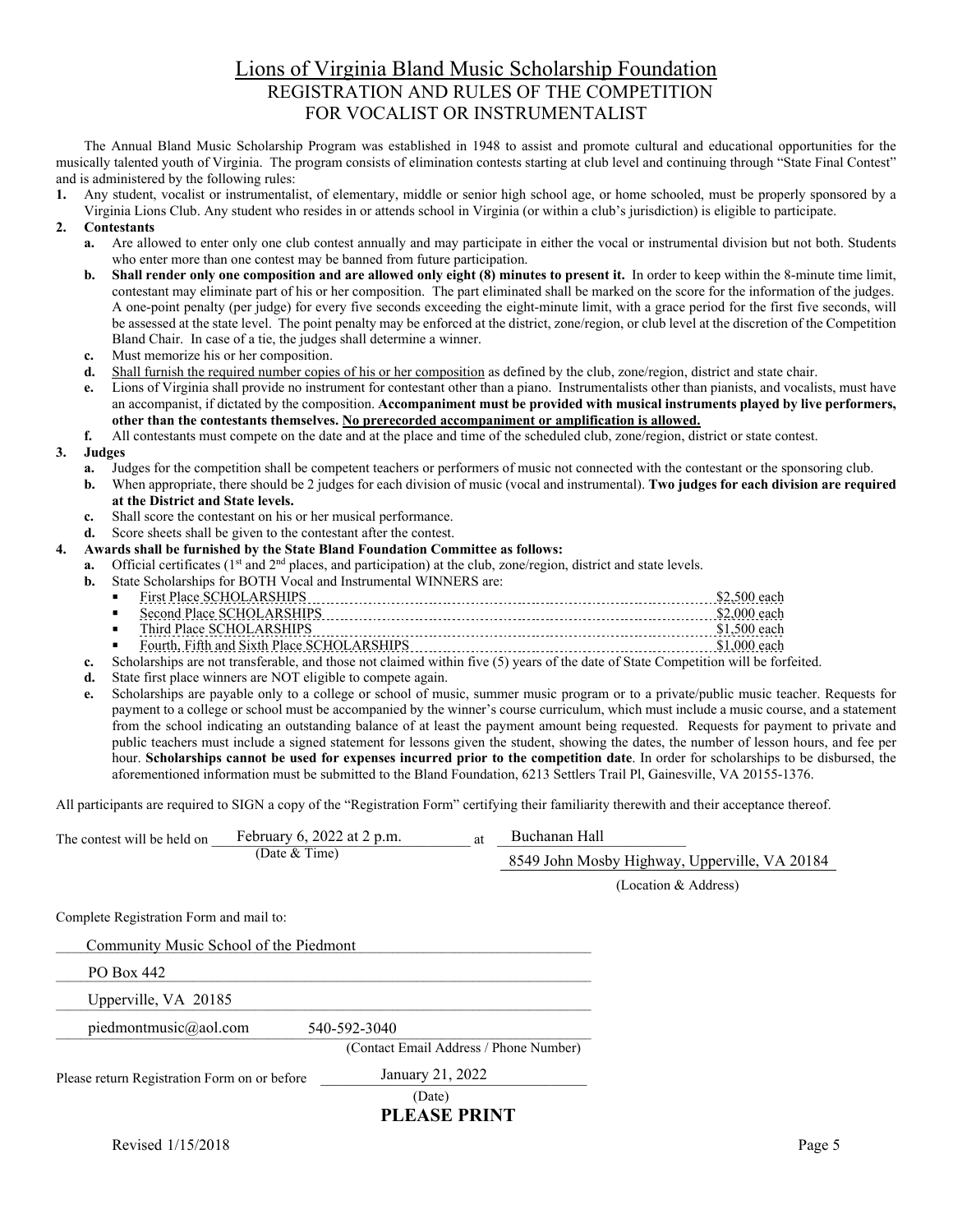# Lions of Virginia Bland Music Scholarship Foundation

## REGISTRATION AND RULES OF THE COMPETITION FOR VOCALIST OR INSTRUMENTALIST

The Annual Bland Music Scholarship Program was established in 1948 to assist and promote cultural and educational opportunities for the musically talented youth of Virginia. The program consists of elimination contests starting at club level and continuing through "State Final Contest" and is administered by the following rules:

1. Any student, vocalist or instrumentalist, of elementary, middle or senior high school age, or home schooled, must be properly sponsored by a Virginia Lions Club. Any student who resides in or attends school in Virginia (or within a club's jurisdiction) is eligible to participate.
2. **Contestants**
   - **a.** Are allowed to enter only one club contest annually and may participate in either the vocal or instrumental division but not both. Students who enter more than one contest may be banned from future participation.
   - **b.** **Shall render only one composition and are allowed only eight (8) minutes to present it.** In order to keep within the 8-minute time limit, contestant may eliminate part of his or her composition. The part eliminated shall be marked on the score for the information of the judges. A one-point penalty (per judge) for every five seconds exceeding the eight-minute limit, with a grace period for the first five seconds, will be assessed at the state level. The point penalty may be enforced at the district, zone/region, or club level at the discretion of the Competition Bland Chair. In case of a tie, the judges shall determine a winner.
   - **c.** Must memorize his or her composition.
   - **d.** Shall furnish the required number copies of his or her composition as defined by the club, zone/region, district and state chair.
   - **e.** Lions of Virginia shall provide no instrument for contestant other than a piano. Instrumentalists other than pianists, and vocalists, must have an accompanist, if dictated by the composition. **Accompaniment must be provided with musical instruments played by live performers, other than the contestants themselves. No prerecorded accompaniment or amplification is allowed.**
   - **f.** All contestants must compete on the date and at the place and time of the scheduled club, zone/region, district or state contest.
3. **Judges**
   - **a.** Judges for the competition shall be competent teachers or performers of music not connected with the contestant or the sponsoring club.
   - **b.** When appropriate, there should be 2 judges for each division of music (vocal and instrumental). **Two judges for each division are required at the District and State levels.**
   - **c.** Shall score the contestant on his or her musical performance.
   - **d.** Score sheets shall be given to the contestant after the contest.
4. **Awards shall be furnished by the State Bland Foundation Committee as follows:**
   - **a.** Official certificates (1st and 2nd places, and participation) at the club, zone/region, district and state levels.
   - **b.** State Scholarships for BOTH Vocal and Instrumental WINNERS are:
     - First Place SCHOLARSHIPS ............ $2,500 each
     - Second Place SCHOLARSHIPS ............ $2,000 each
     - Third Place SCHOLARSHIPS ............ $1,500 each
     - Fourth, Fifth and Sixth Place SCHOLARSHIPS ............ $1,000 each
   - **c.** Scholarships are not transferable, and those not claimed within five (5) years of the date of State Competition will be forfeited.
   - **d.** State first place winners are NOT eligible to compete again.
   - **e.** Scholarships are payable only to a college or school of music, summer music program or to a private/public music teacher. Requests for payment to a college or school must be accompanied by the winner's course curriculum, which must include a music course, and a statement from the school indicating an outstanding balance of at least the payment amount being requested. Requests for payment to private and public teachers must include a signed statement for lessons given the student, showing the dates, the number of lesson hours, and fee per hour. **Scholarships cannot be used for expenses incurred prior to the competition date**. In order for scholarships to be disbursed, the aforementioned information must be submitted to the Bland Foundation, 6213 Settlers Trail Pl, Gainesville, VA 20155-1376.

All participants are required to SIGN a copy of the "Registration Form" certifying their familiarity therewith and their acceptance thereof.

The contest will be held on February 6, 2022 at 2 p.m. (Date & Time) at Buchanan Hall, 8549 John Mosby Highway, Upperville, VA 20184 (Location & Address)

Complete Registration Form and mail to:

Community Music School of the Piedmont
PO Box 442
Upperville, VA 20185
piedmontmusic@aol.com 540-592-3040
(Contact Email Address / Phone Number)

Please return Registration Form on or before January 21, 2022 (Date)

**PLEASE PRINT**

Revised 1/15/2018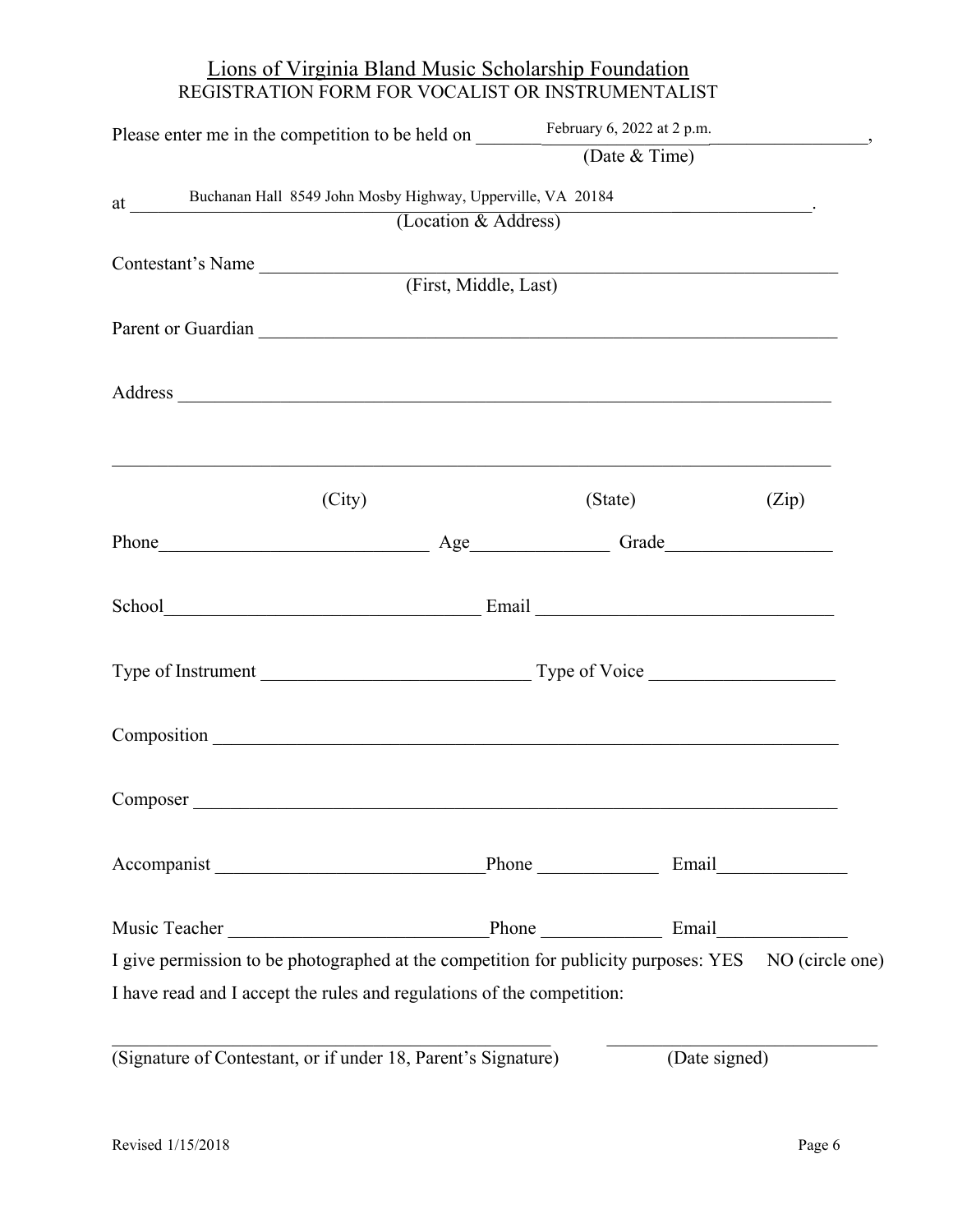# Lions of Virginia Bland Music Scholarship Foundation

## REGISTRATION FORM FOR VOCALIST OR INSTRUMENTALIST

Please enter me in the competition to be held on _______February 6, 2022 at 2 p.m._________________,
(Date & Time)

at ____Buchanan Hall  8549 John Mosby Highway, Upperville, VA  20184____________________.
(Location & Address)

Contestant's Name ______________________________________________________________
(First, Middle, Last)

Parent or Guardian ______________________________________________________________

Address _______________________________________________________________________

_______________________________________________________________________________

(City) (State) (Zip)

Phone____________________________ Age______________ Grade_________________

School_________________________________ Email ______________________________

Type of Instrument ___________________________ Type of Voice ___________________

Composition ___________________________________________________________________

Composer _____________________________________________________________________

Accompanist ____________________________Phone ____________ Email_____________

Music Teacher ___________________________Phone ____________ Email_____________

I give permission to be photographed at the competition for publicity purposes: YES NO (circle one)

I have read and I accept the rules and regulations of the competition:

_____________________________________________ ____________________________

(Signature of Contestant, or if under 18, Parent's Signature) (Date signed)

Revised 1/15/2018